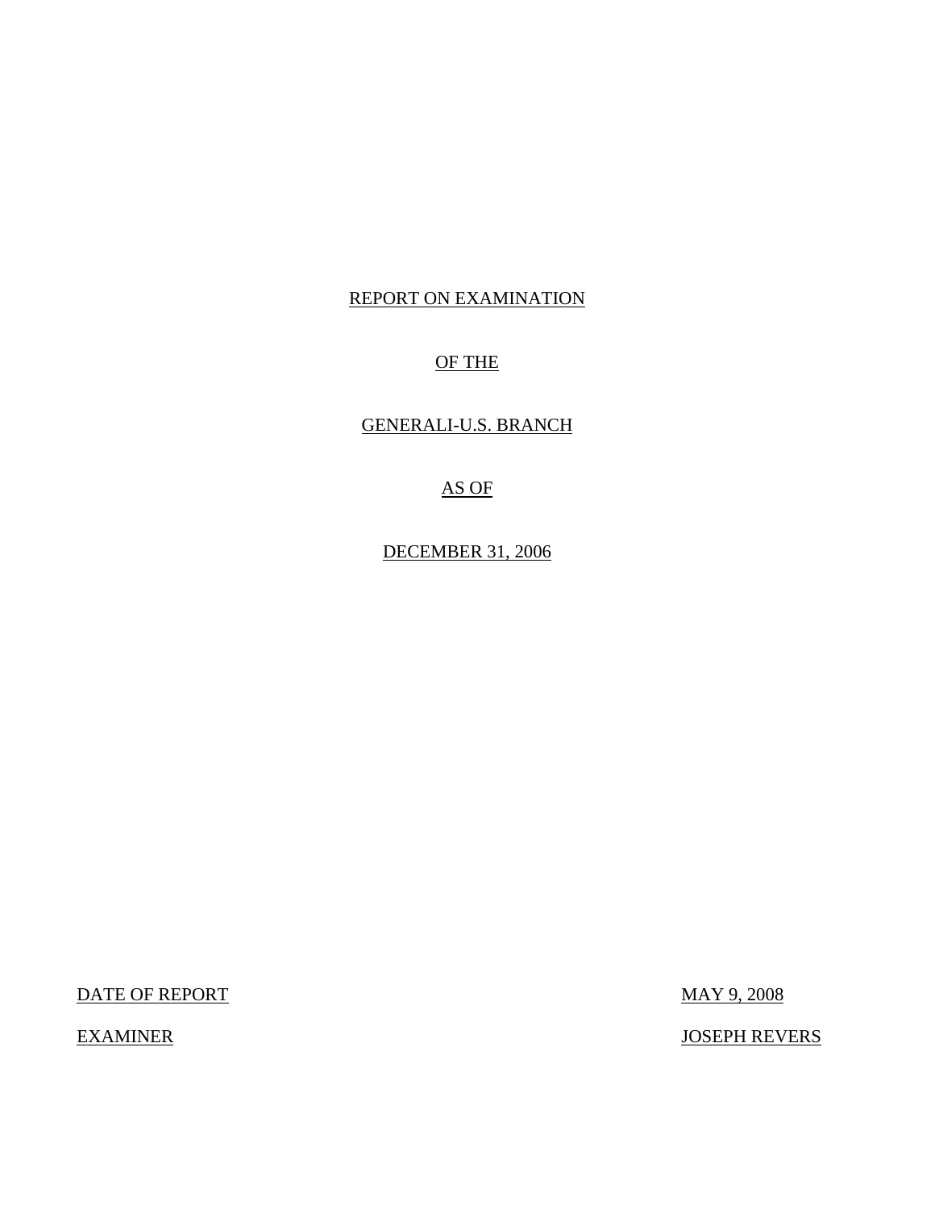# REPORT ON EXAMINATION

# OF THE

# GENERALI-U.S. BRANCH

# AS OF

# DECEMBER 31, 2006

DATE OF REPORT MAY 9, 2008

EXAMINER JOSEPH REVERS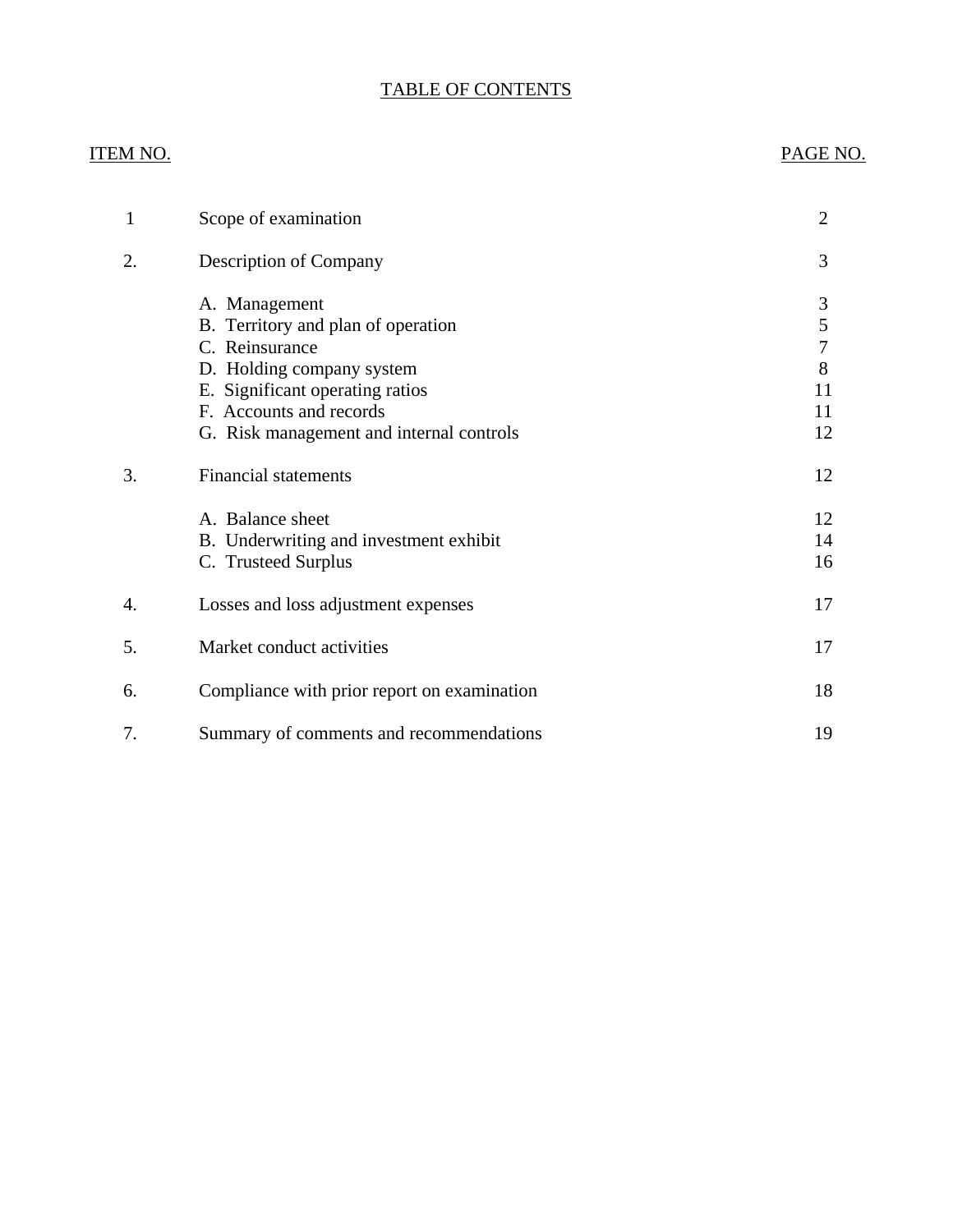# TABLE OF CONTENTS

| ITEM NO. | | PAGE NO. |
|---|---|---|
| 1 | Scope of examination | 2 |
| 2. | Description of Company | 3 |
| | A. Management | 3 |
| | B. Territory and plan of operation | 5 |
| | C. Reinsurance | 7 |
| | D. Holding company system | 8 |
| | E. Significant operating ratios | 11 |
| | F. Accounts and records | 11 |
| | G. Risk management and internal controls | 12 |
| 3. | Financial statements | 12 |
| | A. Balance sheet | 12 |
| | B. Underwriting and investment exhibit | 14 |
| | C. Trusteed Surplus | 16 |
| 4. | Losses and loss adjustment expenses | 17 |
| 5. | Market conduct activities | 17 |
| 6. | Compliance with prior report on examination | 18 |
| 7. | Summary of comments and recommendations | 19 |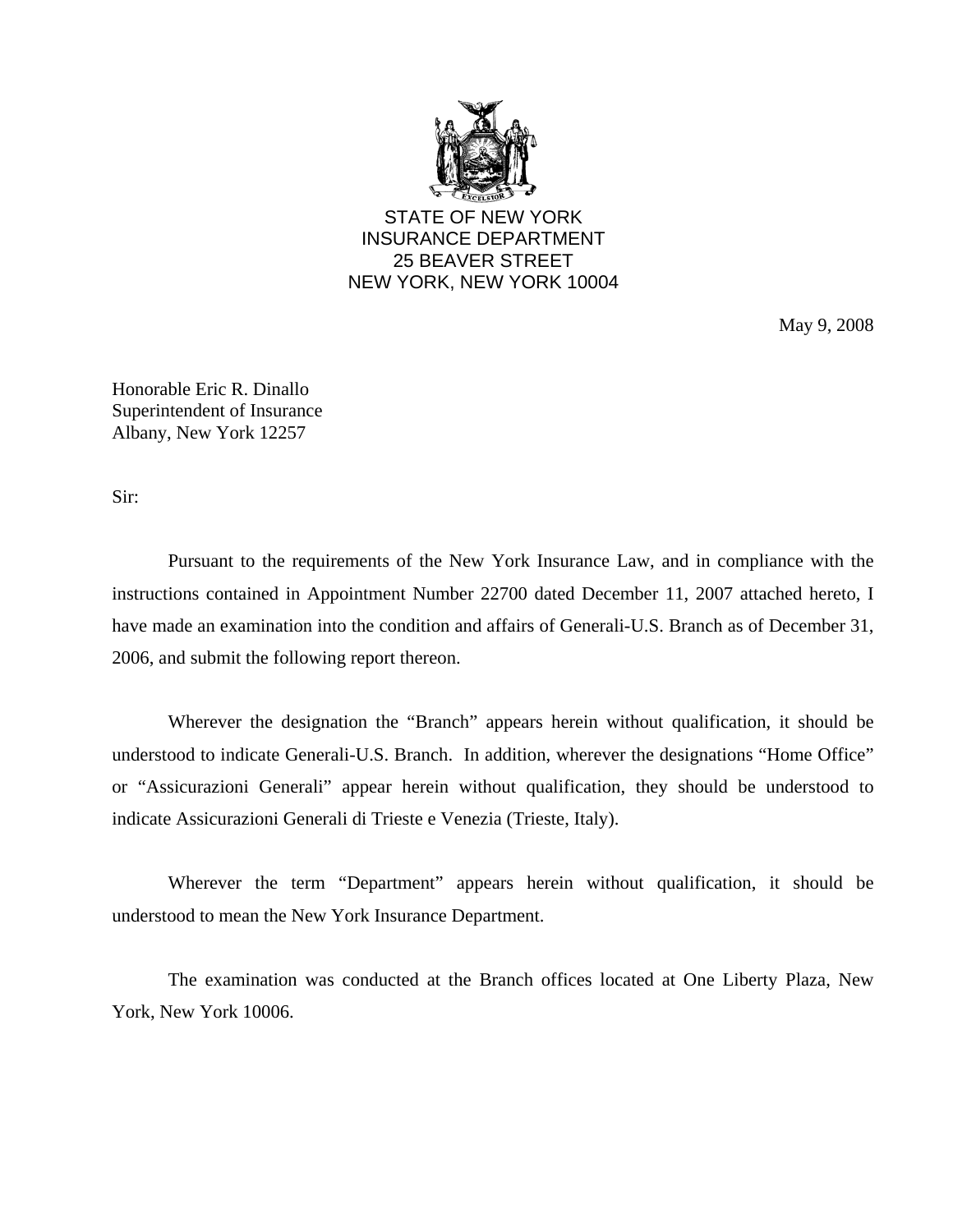STATE OF NEW YORK
INSURANCE DEPARTMENT
25 BEAVER STREET
NEW YORK, NEW YORK 10004

May 9, 2008

Honorable Eric R. Dinallo
Superintendent of Insurance
Albany, New York 12257

Sir:

Pursuant to the requirements of the New York Insurance Law, and in compliance with the instructions contained in Appointment Number 22700 dated December 11, 2007 attached hereto, I have made an examination into the condition and affairs of Generali-U.S. Branch as of December 31, 2006, and submit the following report thereon.

Wherever the designation the "Branch" appears herein without qualification, it should be understood to indicate Generali-U.S. Branch. In addition, wherever the designations "Home Office" or "Assicurazioni Generali" appear herein without qualification, they should be understood to indicate Assicurazioni Generali di Trieste e Venezia (Trieste, Italy).

Wherever the term "Department" appears herein without qualification, it should be understood to mean the New York Insurance Department.

The examination was conducted at the Branch offices located at One Liberty Plaza, New York, New York 10006.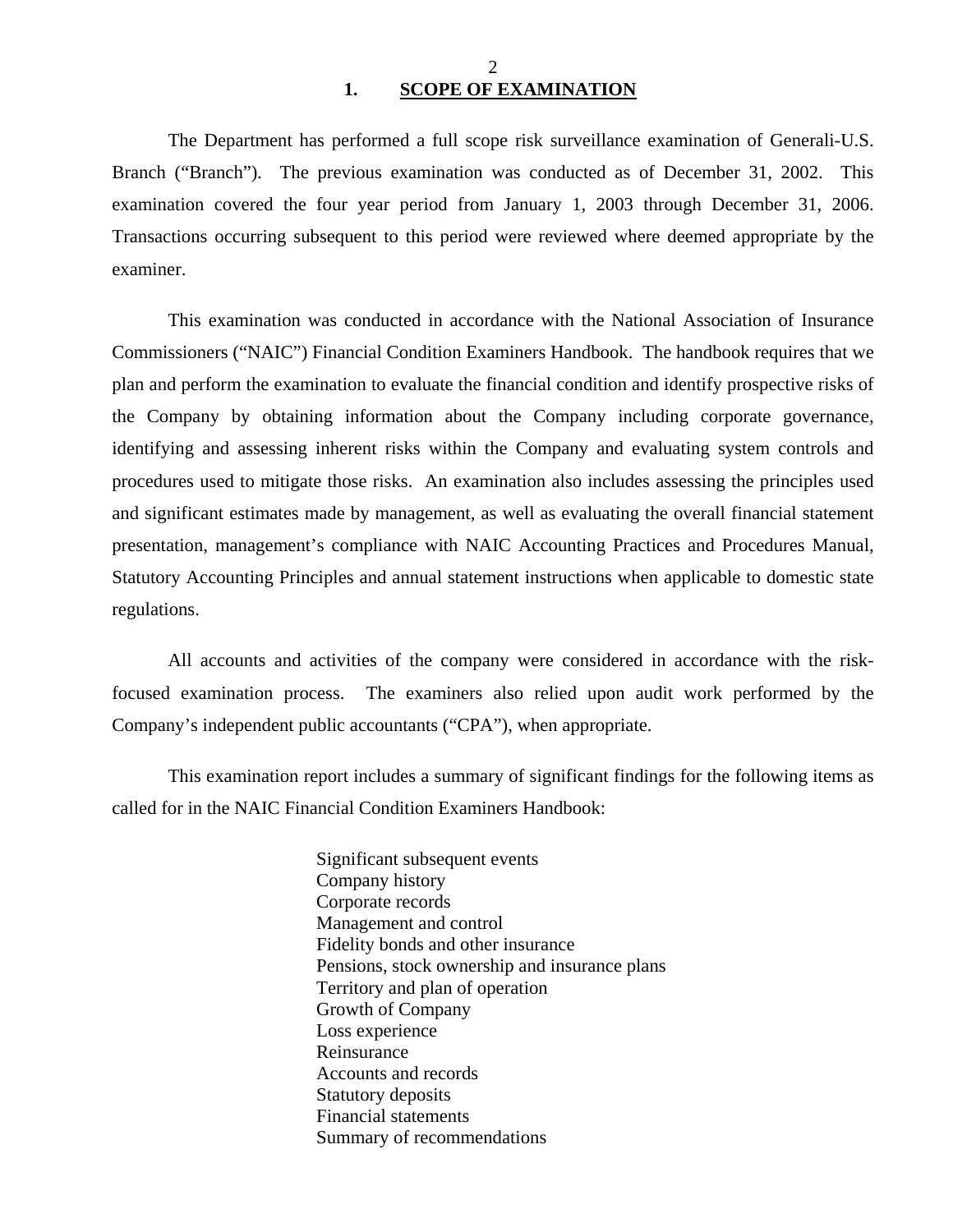## 1. SCOPE OF EXAMINATION

The Department has performed a full scope risk surveillance examination of Generali-U.S. Branch ("Branch"). The previous examination was conducted as of December 31, 2002. This examination covered the four year period from January 1, 2003 through December 31, 2006. Transactions occurring subsequent to this period were reviewed where deemed appropriate by the examiner.

This examination was conducted in accordance with the National Association of Insurance Commissioners ("NAIC") Financial Condition Examiners Handbook. The handbook requires that we plan and perform the examination to evaluate the financial condition and identify prospective risks of the Company by obtaining information about the Company including corporate governance, identifying and assessing inherent risks within the Company and evaluating system controls and procedures used to mitigate those risks. An examination also includes assessing the principles used and significant estimates made by management, as well as evaluating the overall financial statement presentation, management's compliance with NAIC Accounting Practices and Procedures Manual, Statutory Accounting Principles and annual statement instructions when applicable to domestic state regulations.

All accounts and activities of the company were considered in accordance with the risk-focused examination process. The examiners also relied upon audit work performed by the Company's independent public accountants ("CPA"), when appropriate.

This examination report includes a summary of significant findings for the following items as called for in the NAIC Financial Condition Examiners Handbook:

- Significant subsequent events
- Company history
- Corporate records
- Management and control
- Fidelity bonds and other insurance
- Pensions, stock ownership and insurance plans
- Territory and plan of operation
- Growth of Company
- Loss experience
- Reinsurance
- Accounts and records
- Statutory deposits
- Financial statements
- Summary of recommendations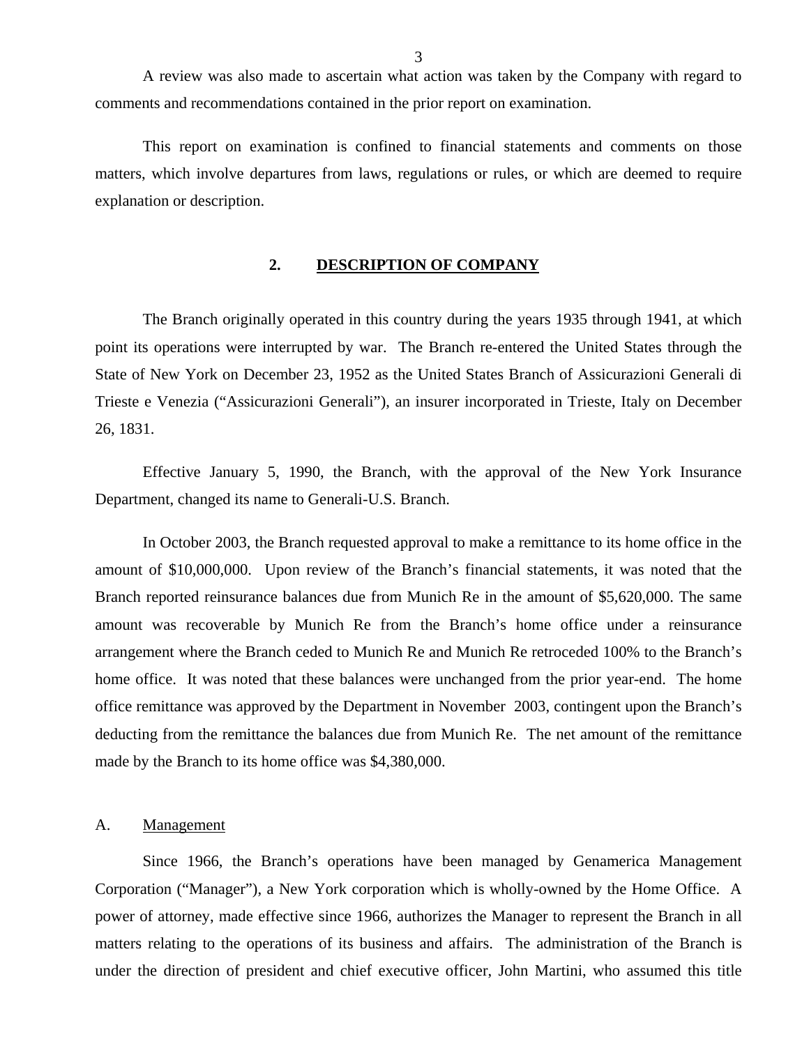A review was also made to ascertain what action was taken by the Company with regard to comments and recommendations contained in the prior report on examination.

This report on examination is confined to financial statements and comments on those matters, which involve departures from laws, regulations or rules, or which are deemed to require explanation or description.

## 2. DESCRIPTION OF COMPANY

The Branch originally operated in this country during the years 1935 through 1941, at which point its operations were interrupted by war. The Branch re-entered the United States through the State of New York on December 23, 1952 as the United States Branch of Assicurazioni Generali di Trieste e Venezia ("Assicurazioni Generali"), an insurer incorporated in Trieste, Italy on December 26, 1831.

Effective January 5, 1990, the Branch, with the approval of the New York Insurance Department, changed its name to Generali-U.S. Branch.

In October 2003, the Branch requested approval to make a remittance to its home office in the amount of $10,000,000. Upon review of the Branch's financial statements, it was noted that the Branch reported reinsurance balances due from Munich Re in the amount of $5,620,000. The same amount was recoverable by Munich Re from the Branch's home office under a reinsurance arrangement where the Branch ceded to Munich Re and Munich Re retroceded 100% to the Branch's home office. It was noted that these balances were unchanged from the prior year-end. The home office remittance was approved by the Department in November 2003, contingent upon the Branch's deducting from the remittance the balances due from Munich Re. The net amount of the remittance made by the Branch to its home office was $4,380,000.

### A. Management

Since 1966, the Branch's operations have been managed by Genamerica Management Corporation ("Manager"), a New York corporation which is wholly-owned by the Home Office. A power of attorney, made effective since 1966, authorizes the Manager to represent the Branch in all matters relating to the operations of its business and affairs. The administration of the Branch is under the direction of president and chief executive officer, John Martini, who assumed this title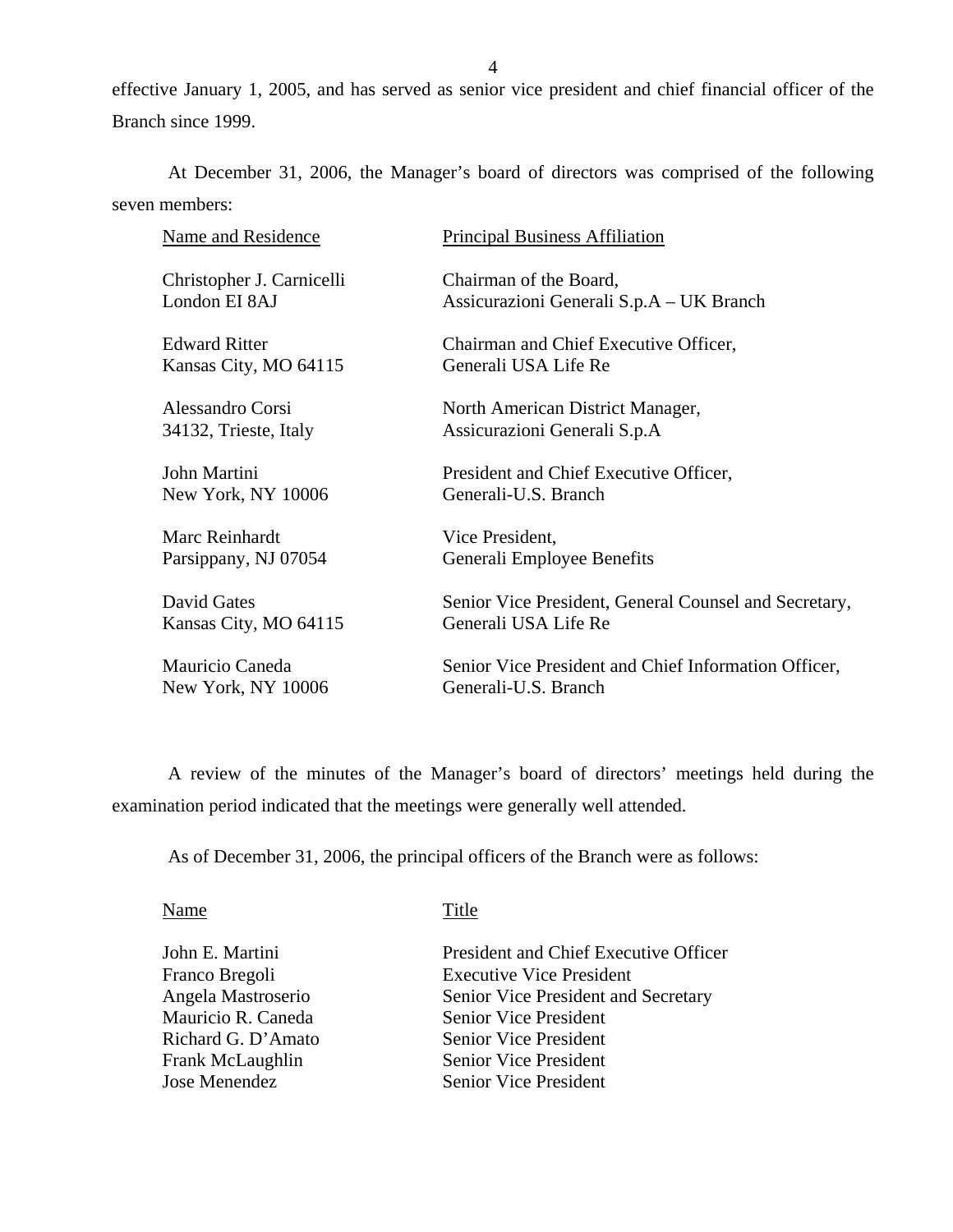effective January 1, 2005, and has served as senior vice president and chief financial officer of the Branch since 1999.

At December 31, 2006, the Manager's board of directors was comprised of the following seven members:

| Name and Residence | Principal Business Affiliation |
| --- | --- |
| Christopher J. Carnicelli<br>London EI 8AJ | Chairman of the Board,<br>Assicurazioni Generali S.p.A – UK Branch |
| Edward Ritter<br>Kansas City, MO 64115 | Chairman and Chief Executive Officer,<br>Generali USA Life Re |
| Alessandro Corsi<br>34132, Trieste, Italy | North American District Manager,<br>Assicurazioni Generali S.p.A |
| John Martini<br>New York, NY 10006 | President and Chief Executive Officer,<br>Generali-U.S. Branch |
| Marc Reinhardt<br>Parsippany, NJ 07054 | Vice President,<br>Generali Employee Benefits |
| David Gates<br>Kansas City, MO 64115 | Senior Vice President, General Counsel and Secretary,<br>Generali USA Life Re |
| Mauricio Caneda<br>New York, NY 10006 | Senior Vice President and Chief Information Officer,<br>Generali-U.S. Branch |

A review of the minutes of the Manager's board of directors' meetings held during the examination period indicated that the meetings were generally well attended.

As of December 31, 2006, the principal officers of the Branch were as follows:

| Name | Title |
| --- | --- |
| John E. Martini | President and Chief Executive Officer |
| Franco Bregoli | Executive Vice President |
| Angela Mastroserio | Senior Vice President and Secretary |
| Mauricio R. Caneda | Senior Vice President |
| Richard G. D'Amato | Senior Vice President |
| Frank McLaughlin | Senior Vice President |
| Jose Menendez | Senior Vice President |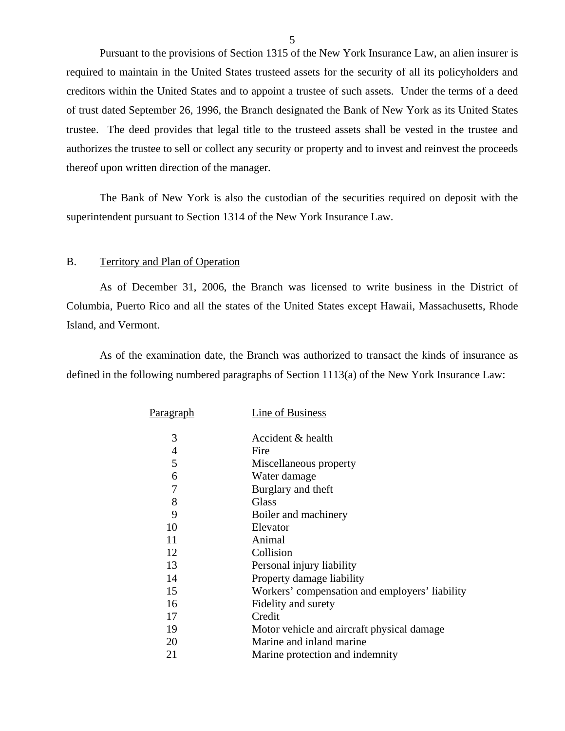Pursuant to the provisions of Section 1315 of the New York Insurance Law, an alien insurer is required to maintain in the United States trusteed assets for the security of all its policyholders and creditors within the United States and to appoint a trustee of such assets. Under the terms of a deed of trust dated September 26, 1996, the Branch designated the Bank of New York as its United States trustee. The deed provides that legal title to the trusteed assets shall be vested in the trustee and authorizes the trustee to sell or collect any security or property and to invest and reinvest the proceeds thereof upon written direction of the manager.

The Bank of New York is also the custodian of the securities required on deposit with the superintendent pursuant to Section 1314 of the New York Insurance Law.

## B. Territory and Plan of Operation

As of December 31, 2006, the Branch was licensed to write business in the District of Columbia, Puerto Rico and all the states of the United States except Hawaii, Massachusetts, Rhode Island, and Vermont.

As of the examination date, the Branch was authorized to transact the kinds of insurance as defined in the following numbered paragraphs of Section 1113(a) of the New York Insurance Law:

| Paragraph | Line of Business |
|---|---|
| 3 | Accident & health |
| 4 | Fire |
| 5 | Miscellaneous property |
| 6 | Water damage |
| 7 | Burglary and theft |
| 8 | Glass |
| 9 | Boiler and machinery |
| 10 | Elevator |
| 11 | Animal |
| 12 | Collision |
| 13 | Personal injury liability |
| 14 | Property damage liability |
| 15 | Workers' compensation and employers' liability |
| 16 | Fidelity and surety |
| 17 | Credit |
| 19 | Motor vehicle and aircraft physical damage |
| 20 | Marine and inland marine |
| 21 | Marine protection and indemnity |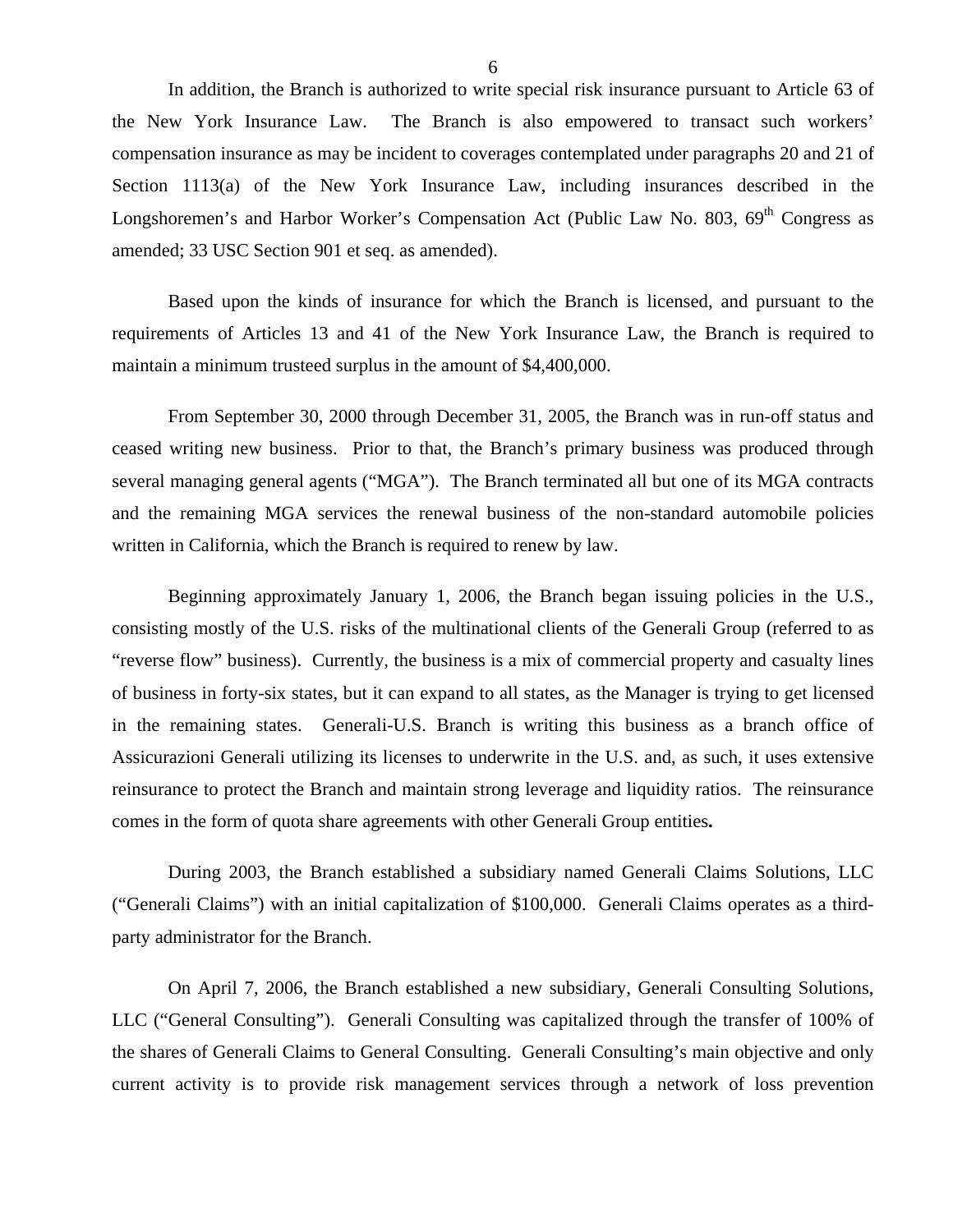In addition, the Branch is authorized to write special risk insurance pursuant to Article 63 of the New York Insurance Law. The Branch is also empowered to transact such workers' compensation insurance as may be incident to coverages contemplated under paragraphs 20 and 21 of Section 1113(a) of the New York Insurance Law, including insurances described in the Longshoremen's and Harbor Worker's Compensation Act (Public Law No. 803, 69th Congress as amended; 33 USC Section 901 et seq. as amended).

Based upon the kinds of insurance for which the Branch is licensed, and pursuant to the requirements of Articles 13 and 41 of the New York Insurance Law, the Branch is required to maintain a minimum trusteed surplus in the amount of $4,400,000.

From September 30, 2000 through December 31, 2005, the Branch was in run-off status and ceased writing new business. Prior to that, the Branch's primary business was produced through several managing general agents ("MGA"). The Branch terminated all but one of its MGA contracts and the remaining MGA services the renewal business of the non-standard automobile policies written in California, which the Branch is required to renew by law.

Beginning approximately January 1, 2006, the Branch began issuing policies in the U.S., consisting mostly of the U.S. risks of the multinational clients of the Generali Group (referred to as "reverse flow" business). Currently, the business is a mix of commercial property and casualty lines of business in forty-six states, but it can expand to all states, as the Manager is trying to get licensed in the remaining states. Generali-U.S. Branch is writing this business as a branch office of Assicurazioni Generali utilizing its licenses to underwrite in the U.S. and, as such, it uses extensive reinsurance to protect the Branch and maintain strong leverage and liquidity ratios. The reinsurance comes in the form of quota share agreements with other Generali Group entities**.**

During 2003, the Branch established a subsidiary named Generali Claims Solutions, LLC ("Generali Claims") with an initial capitalization of $100,000. Generali Claims operates as a third-party administrator for the Branch.

On April 7, 2006, the Branch established a new subsidiary, Generali Consulting Solutions, LLC ("General Consulting"). Generali Consulting was capitalized through the transfer of 100% of the shares of Generali Claims to General Consulting. Generali Consulting's main objective and only current activity is to provide risk management services through a network of loss prevention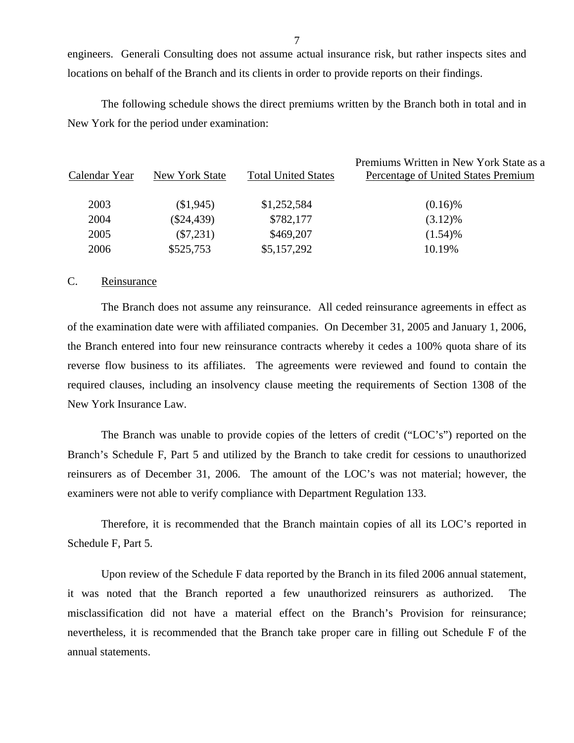engineers. Generali Consulting does not assume actual insurance risk, but rather inspects sites and locations on behalf of the Branch and its clients in order to provide reports on their findings.

The following schedule shows the direct premiums written by the Branch both in total and in New York for the period under examination:

| Calendar Year | New York State | Total United States | Premiums Written in New York State as a Percentage of United States Premium |
|---|---|---|---|
| 2003 | ($1,945) | $1,252,584 | (0.16)% |
| 2004 | ($24,439) | $782,177 | (3.12)% |
| 2005 | ($7,231) | $469,207 | (1.54)% |
| 2006 | $525,753 | $5,157,292 | 10.19% |

## C. Reinsurance

The Branch does not assume any reinsurance. All ceded reinsurance agreements in effect as of the examination date were with affiliated companies. On December 31, 2005 and January 1, 2006, the Branch entered into four new reinsurance contracts whereby it cedes a 100% quota share of its reverse flow business to its affiliates. The agreements were reviewed and found to contain the required clauses, including an insolvency clause meeting the requirements of Section 1308 of the New York Insurance Law.

The Branch was unable to provide copies of the letters of credit ("LOC's") reported on the Branch's Schedule F, Part 5 and utilized by the Branch to take credit for cessions to unauthorized reinsurers as of December 31, 2006. The amount of the LOC's was not material; however, the examiners were not able to verify compliance with Department Regulation 133.

Therefore, it is recommended that the Branch maintain copies of all its LOC's reported in Schedule F, Part 5.

Upon review of the Schedule F data reported by the Branch in its filed 2006 annual statement, it was noted that the Branch reported a few unauthorized reinsurers as authorized. The misclassification did not have a material effect on the Branch's Provision for reinsurance; nevertheless, it is recommended that the Branch take proper care in filling out Schedule F of the annual statements.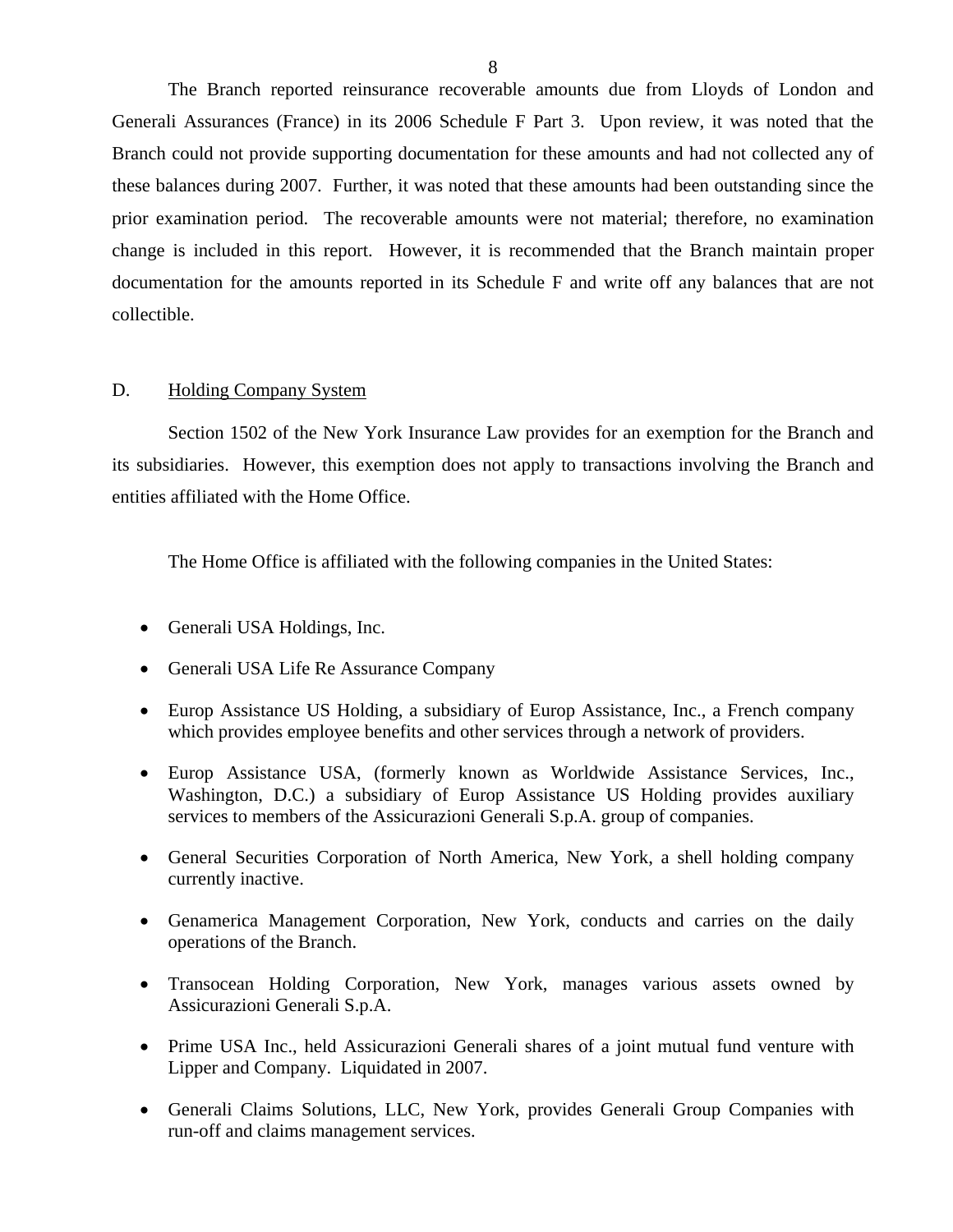The Branch reported reinsurance recoverable amounts due from Lloyds of London and Generali Assurances (France) in its 2006 Schedule F Part 3. Upon review, it was noted that the Branch could not provide supporting documentation for these amounts and had not collected any of these balances during 2007. Further, it was noted that these amounts had been outstanding since the prior examination period. The recoverable amounts were not material; therefore, no examination change is included in this report. However, it is recommended that the Branch maintain proper documentation for the amounts reported in its Schedule F and write off any balances that are not collectible.

D. Holding Company System

Section 1502 of the New York Insurance Law provides for an exemption for the Branch and its subsidiaries. However, this exemption does not apply to transactions involving the Branch and entities affiliated with the Home Office.

The Home Office is affiliated with the following companies in the United States:

- Generali USA Holdings, Inc.
- Generali USA Life Re Assurance Company
- Europ Assistance US Holding, a subsidiary of Europ Assistance, Inc., a French company which provides employee benefits and other services through a network of providers.
- Europ Assistance USA, (formerly known as Worldwide Assistance Services, Inc., Washington, D.C.) a subsidiary of Europ Assistance US Holding provides auxiliary services to members of the Assicurazioni Generali S.p.A. group of companies.
- General Securities Corporation of North America, New York, a shell holding company currently inactive.
- Genamerica Management Corporation, New York, conducts and carries on the daily operations of the Branch.
- Transocean Holding Corporation, New York, manages various assets owned by Assicurazioni Generali S.p.A.
- Prime USA Inc., held Assicurazioni Generali shares of a joint mutual fund venture with Lipper and Company. Liquidated in 2007.
- Generali Claims Solutions, LLC, New York, provides Generali Group Companies with run-off and claims management services.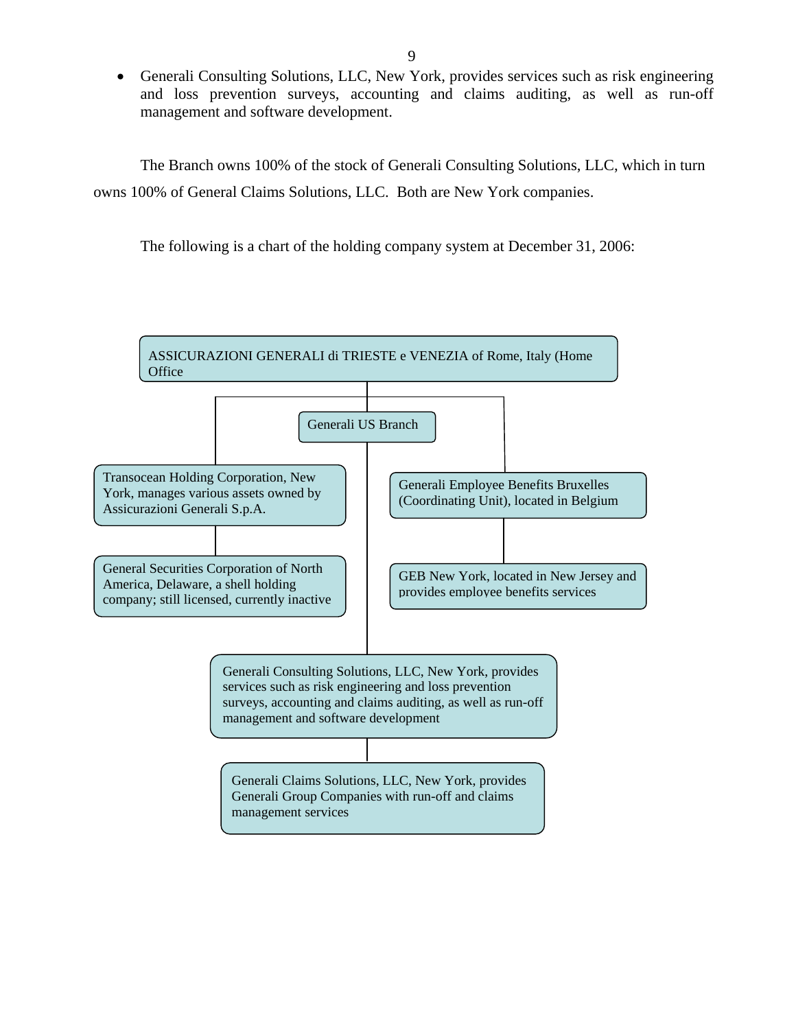- Generali Consulting Solutions, LLC, New York, provides services such as risk engineering and loss prevention surveys, accounting and claims auditing, as well as run-off management and software development.

The Branch owns 100% of the stock of Generali Consulting Solutions, LLC, which in turn owns 100% of General Claims Solutions, LLC. Both are New York companies.

The following is a chart of the holding company system at December 31, 2006:

- ASSICURAZIONI GENERALI di TRIESTE e VENEZIA of Rome, Italy (Home Office
  - Transocean Holding Corporation, New York, manages various assets owned by Assicurazioni Generali S.p.A.
    - General Securities Corporation of North America, Delaware, a shell holding company; still licensed, currently inactive
  - Generali US Branch
    - Generali Consulting Solutions, LLC, New York, provides services such as risk engineering and loss prevention surveys, accounting and claims auditing, as well as run-off management and software development
      - Generali Claims Solutions, LLC, New York, provides Generali Group Companies with run-off and claims management services
  - Generali Employee Benefits Bruxelles (Coordinating Unit), located in Belgium
    - GEB New York, located in New Jersey and provides employee benefits services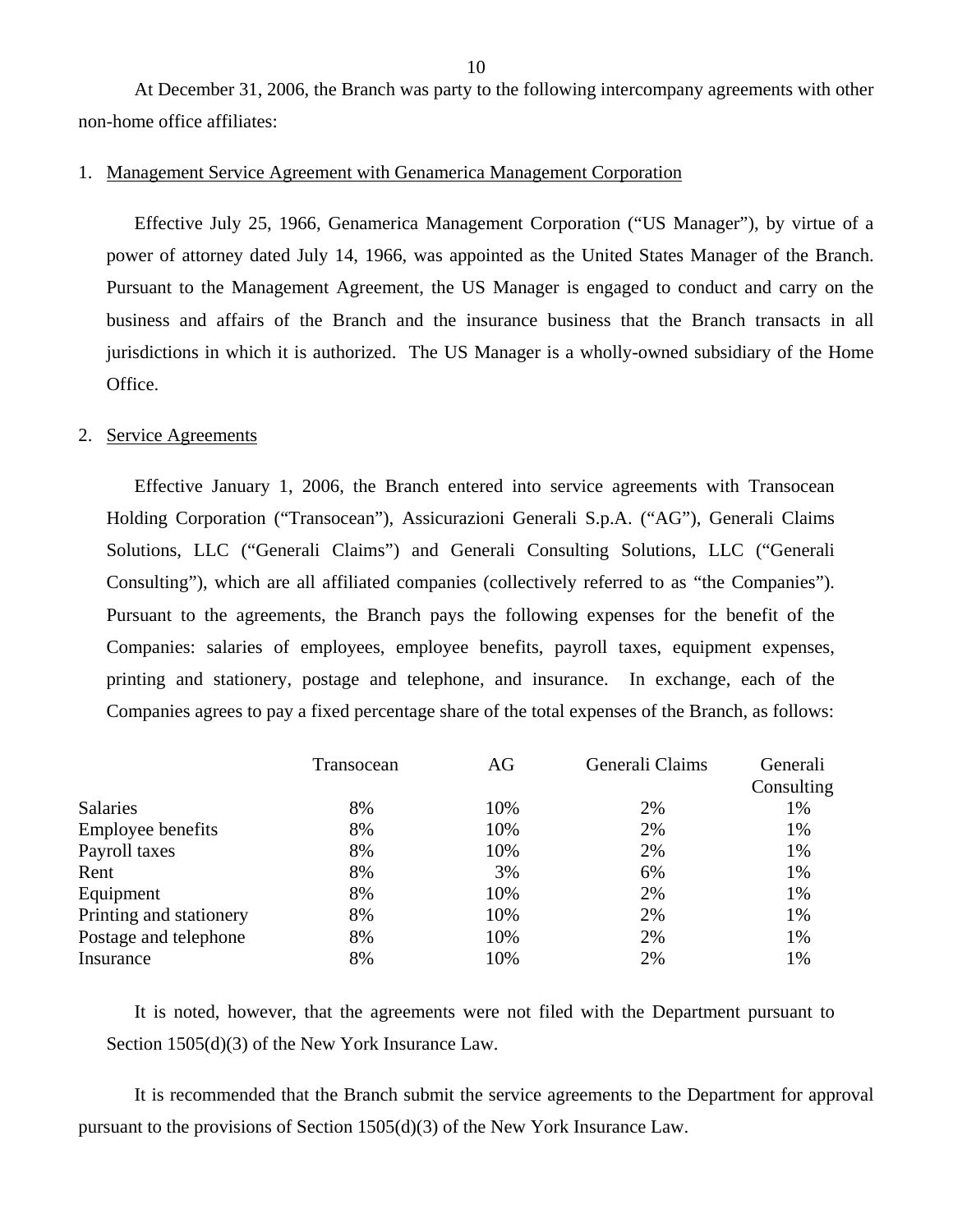At December 31, 2006, the Branch was party to the following intercompany agreements with other non-home office affiliates:

1. Management Service Agreement with Genamerica Management Corporation

   Effective July 25, 1966, Genamerica Management Corporation ("US Manager"), by virtue of a power of attorney dated July 14, 1966, was appointed as the United States Manager of the Branch. Pursuant to the Management Agreement, the US Manager is engaged to conduct and carry on the business and affairs of the Branch and the insurance business that the Branch transacts in all jurisdictions in which it is authorized. The US Manager is a wholly-owned subsidiary of the Home Office.

2. Service Agreements

   Effective January 1, 2006, the Branch entered into service agreements with Transocean Holding Corporation ("Transocean"), Assicurazioni Generali S.p.A. ("AG"), Generali Claims Solutions, LLC ("Generali Claims") and Generali Consulting Solutions, LLC ("Generali Consulting"), which are all affiliated companies (collectively referred to as "the Companies"). Pursuant to the agreements, the Branch pays the following expenses for the benefit of the Companies: salaries of employees, employee benefits, payroll taxes, equipment expenses, printing and stationery, postage and telephone, and insurance. In exchange, each of the Companies agrees to pay a fixed percentage share of the total expenses of the Branch, as follows:

| | Transocean | AG | Generali Claims | Generali Consulting |
|---|---|---|---|---|
| Salaries | 8% | 10% | 2% | 1% |
| Employee benefits | 8% | 10% | 2% | 1% |
| Payroll taxes | 8% | 10% | 2% | 1% |
| Rent | 8% | 3% | 6% | 1% |
| Equipment | 8% | 10% | 2% | 1% |
| Printing and stationery | 8% | 10% | 2% | 1% |
| Postage and telephone | 8% | 10% | 2% | 1% |
| Insurance | 8% | 10% | 2% | 1% |

   It is noted, however, that the agreements were not filed with the Department pursuant to Section 1505(d)(3) of the New York Insurance Law.

It is recommended that the Branch submit the service agreements to the Department for approval pursuant to the provisions of Section 1505(d)(3) of the New York Insurance Law.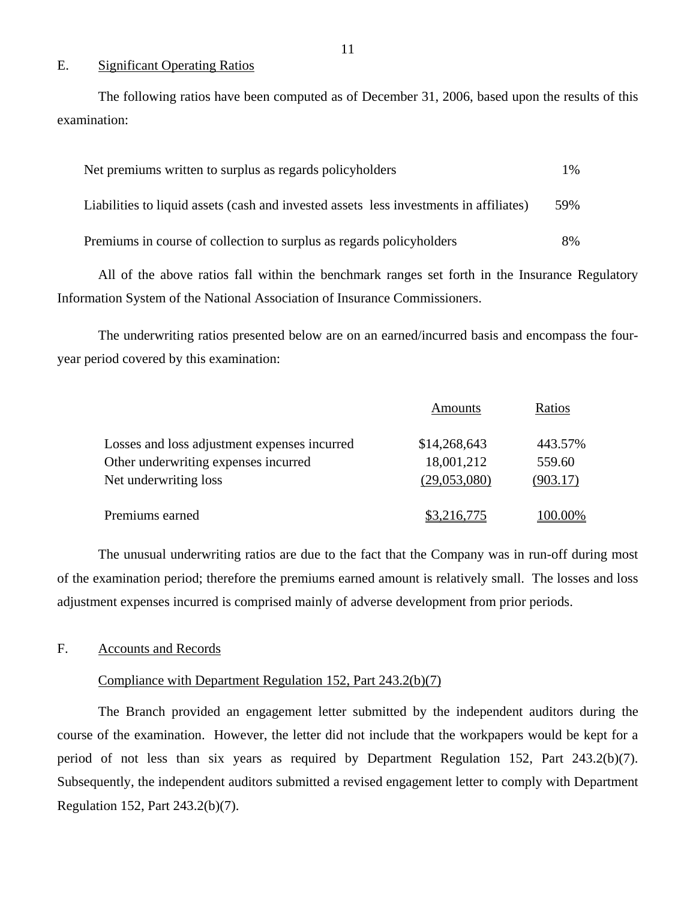## E. Significant Operating Ratios

The following ratios have been computed as of December 31, 2006, based upon the results of this examination:

| | |
|---|---|
| Net premiums written to surplus as regards policyholders | 1% |
| Liabilities to liquid assets (cash and invested assets less investments in affiliates) | 59% |
| Premiums in course of collection to surplus as regards policyholders | 8% |

All of the above ratios fall within the benchmark ranges set forth in the Insurance Regulatory Information System of the National Association of Insurance Commissioners.

The underwriting ratios presented below are on an earned/incurred basis and encompass the four-year period covered by this examination:

| | Amounts | Ratios |
|---|---|---|
| Losses and loss adjustment expenses incurred | $14,268,643 | 443.57% |
| Other underwriting expenses incurred | 18,001,212 | 559.60 |
| Net underwriting loss | (29,053,080) | (903.17) |
| Premiums earned | $3,216,775 | 100.00% |

The unusual underwriting ratios are due to the fact that the Company was in run-off during most of the examination period; therefore the premiums earned amount is relatively small. The losses and loss adjustment expenses incurred is comprised mainly of adverse development from prior periods.

## F. Accounts and Records

### Compliance with Department Regulation 152, Part 243.2(b)(7)

The Branch provided an engagement letter submitted by the independent auditors during the course of the examination. However, the letter did not include that the workpapers would be kept for a period of not less than six years as required by Department Regulation 152, Part 243.2(b)(7). Subsequently, the independent auditors submitted a revised engagement letter to comply with Department Regulation 152, Part 243.2(b)(7).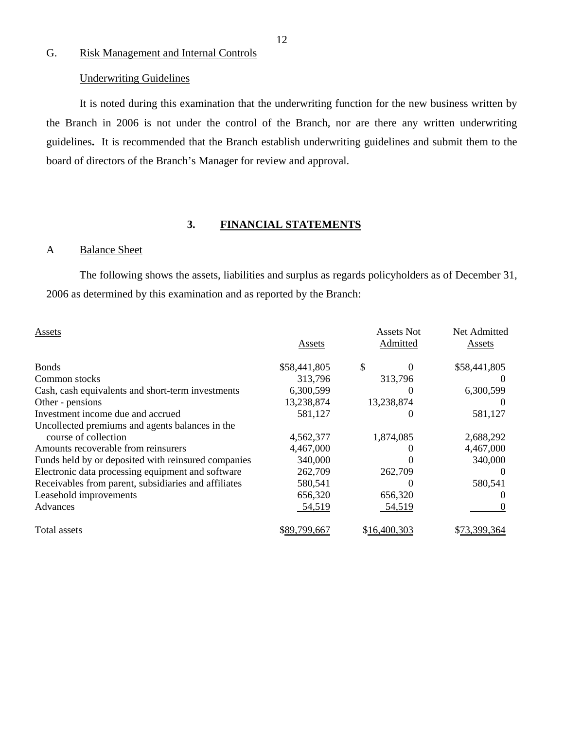## G. Risk Management and Internal Controls

### Underwriting Guidelines

It is noted during this examination that the underwriting function for the new business written by the Branch in 2006 is not under the control of the Branch, nor are there any written underwriting guidelines**.** It is recommended that the Branch establish underwriting guidelines and submit them to the board of directors of the Branch's Manager for review and approval.

# 3. FINANCIAL STATEMENTS

## A Balance Sheet

The following shows the assets, liabilities and surplus as regards policyholders as of December 31, 2006 as determined by this examination and as reported by the Branch:

| Assets | Assets | Assets Not Admitted | Net Admitted Assets |
|---|---|---|---|
| Bonds | $58,441,805 | $ 0 | $58,441,805 |
| Common stocks | 313,796 | 313,796 | 0 |
| Cash, cash equivalents and short-term investments | 6,300,599 | 0 | 6,300,599 |
| Other - pensions | 13,238,874 | 13,238,874 | 0 |
| Investment income due and accrued | 581,127 | 0 | 581,127 |
| Uncollected premiums and agents balances in the course of collection | 4,562,377 | 1,874,085 | 2,688,292 |
| Amounts recoverable from reinsurers | 4,467,000 | 0 | 4,467,000 |
| Funds held by or deposited with reinsured companies | 340,000 | 0 | 340,000 |
| Electronic data processing equipment and software | 262,709 | 262,709 | 0 |
| Receivables from parent, subsidiaries and affiliates | 580,541 | 0 | 580,541 |
| Leasehold improvements | 656,320 | 656,320 | 0 |
| Advances | 54,519 | 54,519 | 0 |
| Total assets | $89,799,667 | $16,400,303 | $73,399,364 |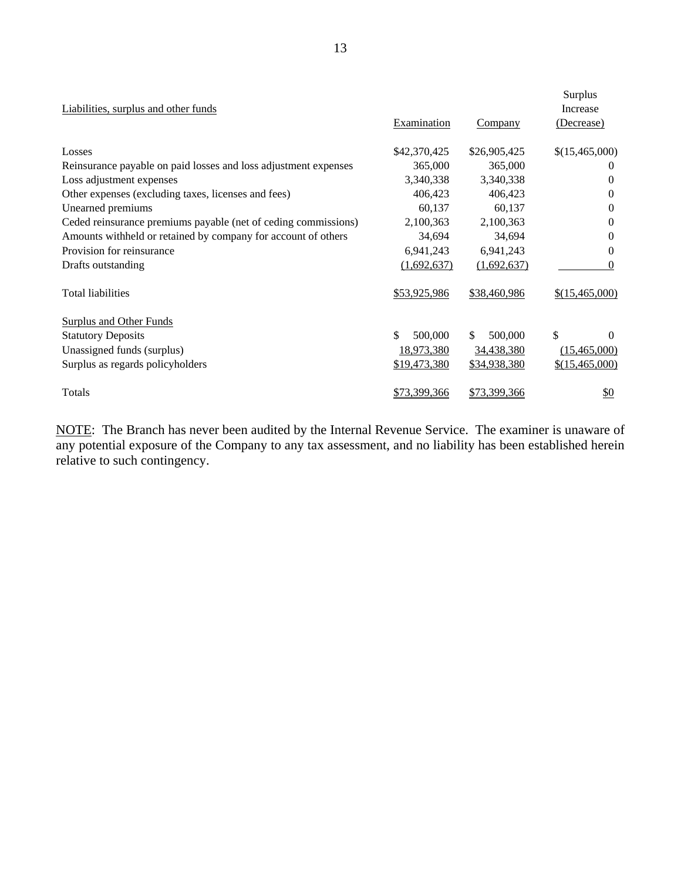| Liabilities, surplus and other funds | Examination | Company | Surplus Increase (Decrease) |
|---|---|---|---|
| Losses | $42,370,425 | $26,905,425 | $(15,465,000) |
| Reinsurance payable on paid losses and loss adjustment expenses | 365,000 | 365,000 | 0 |
| Loss adjustment expenses | 3,340,338 | 3,340,338 | 0 |
| Other expenses (excluding taxes, licenses and fees) | 406,423 | 406,423 | 0 |
| Unearned premiums | 60,137 | 60,137 | 0 |
| Ceded reinsurance premiums payable (net of ceding commissions) | 2,100,363 | 2,100,363 | 0 |
| Amounts withheld or retained by company for account of others | 34,694 | 34,694 | 0 |
| Provision for reinsurance | 6,941,243 | 6,941,243 | 0 |
| Drafts outstanding | (1,692,637) | (1,692,637) | 0 |
| Total liabilities | $53,925,986 | $38,460,986 | $(15,465,000) |
| Surplus and Other Funds | | | |
| Statutory Deposits | $ 500,000 | $ 500,000 | $ 0 |
| Unassigned funds (surplus) | 18,973,380 | 34,438,380 | (15,465,000) |
| Surplus as regards policyholders | $19,473,380 | $34,938,380 | $(15,465,000) |
| Totals | $73,399,366 | $73,399,366 | $0 |

NOTE: The Branch has never been audited by the Internal Revenue Service. The examiner is unaware of any potential exposure of the Company to any tax assessment, and no liability has been established herein relative to such contingency.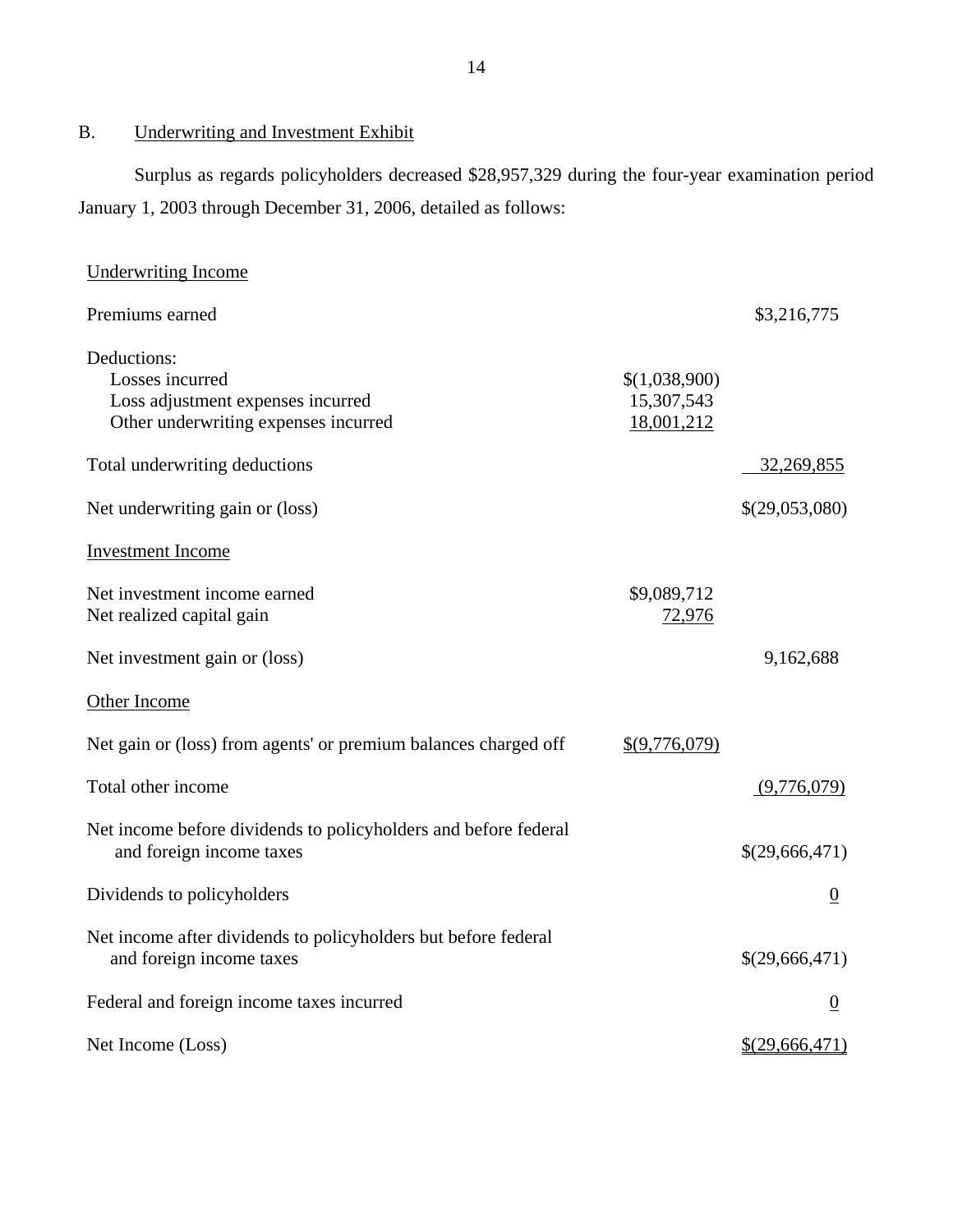## B. Underwriting and Investment Exhibit

Surplus as regards policyholders decreased $28,957,329 during the four-year examination period January 1, 2003 through December 31, 2006, detailed as follows:

| | | |
|---|---|---|
| Underwriting Income | | |
| Premiums earned | | $3,216,775 |
| Deductions: | | |
| Losses incurred | $(1,038,900) | |
| Loss adjustment expenses incurred | 15,307,543 | |
| Other underwriting expenses incurred | 18,001,212 | |
| Total underwriting deductions | | 32,269,855 |
| Net underwriting gain or (loss) | | $(29,053,080) |
| Investment Income | | |
| Net investment income earned | $9,089,712 | |
| Net realized capital gain | 72,976 | |
| Net investment gain or (loss) | | 9,162,688 |
| Other Income | | |
| Net gain or (loss) from agents' or premium balances charged off | $(9,776,079) | |
| Total other income | | (9,776,079) |
| Net income before dividends to policyholders and before federal and foreign income taxes | | $(29,666,471) |
| Dividends to policyholders | | 0 |
| Net income after dividends to policyholders but before federal and foreign income taxes | | $(29,666,471) |
| Federal and foreign income taxes incurred | | 0 |
| Net Income (Loss) | | $(29,666,471) |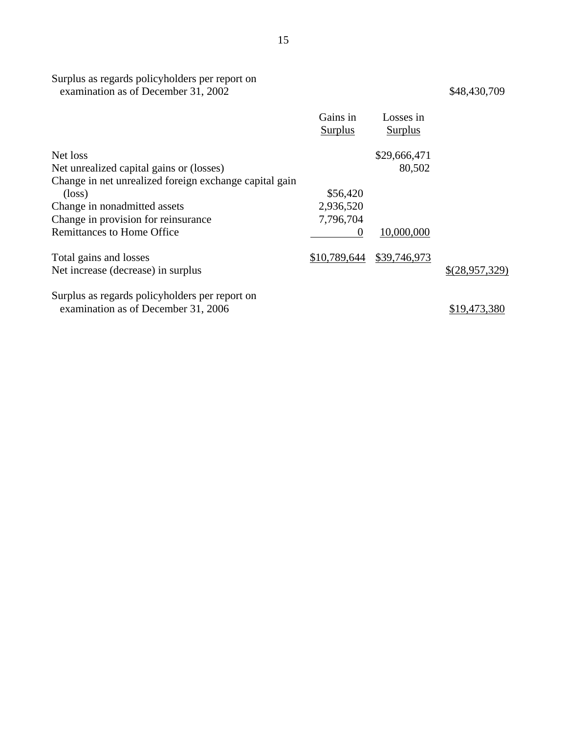| | Gains in Surplus | Losses in Surplus | |
|---|---|---|---|
| Surplus as regards policyholders per report on examination as of December 31, 2002 | | | $48,430,709 |
| Net loss | | $29,666,471 | |
| Net unrealized capital gains or (losses) | | 80,502 | |
| Change in net unrealized foreign exchange capital gain (loss) | $56,420 | | |
| Change in nonadmitted assets | 2,936,520 | | |
| Change in provision for reinsurance | 7,796,704 | | |
| Remittances to Home Office | 0 | 10,000,000 | |
| Total gains and losses | $10,789,644 | $39,746,973 | |
| Net increase (decrease) in surplus | | | $(28,957,329) |
| Surplus as regards policyholders per report on examination as of December 31, 2006 | | | $19,473,380 |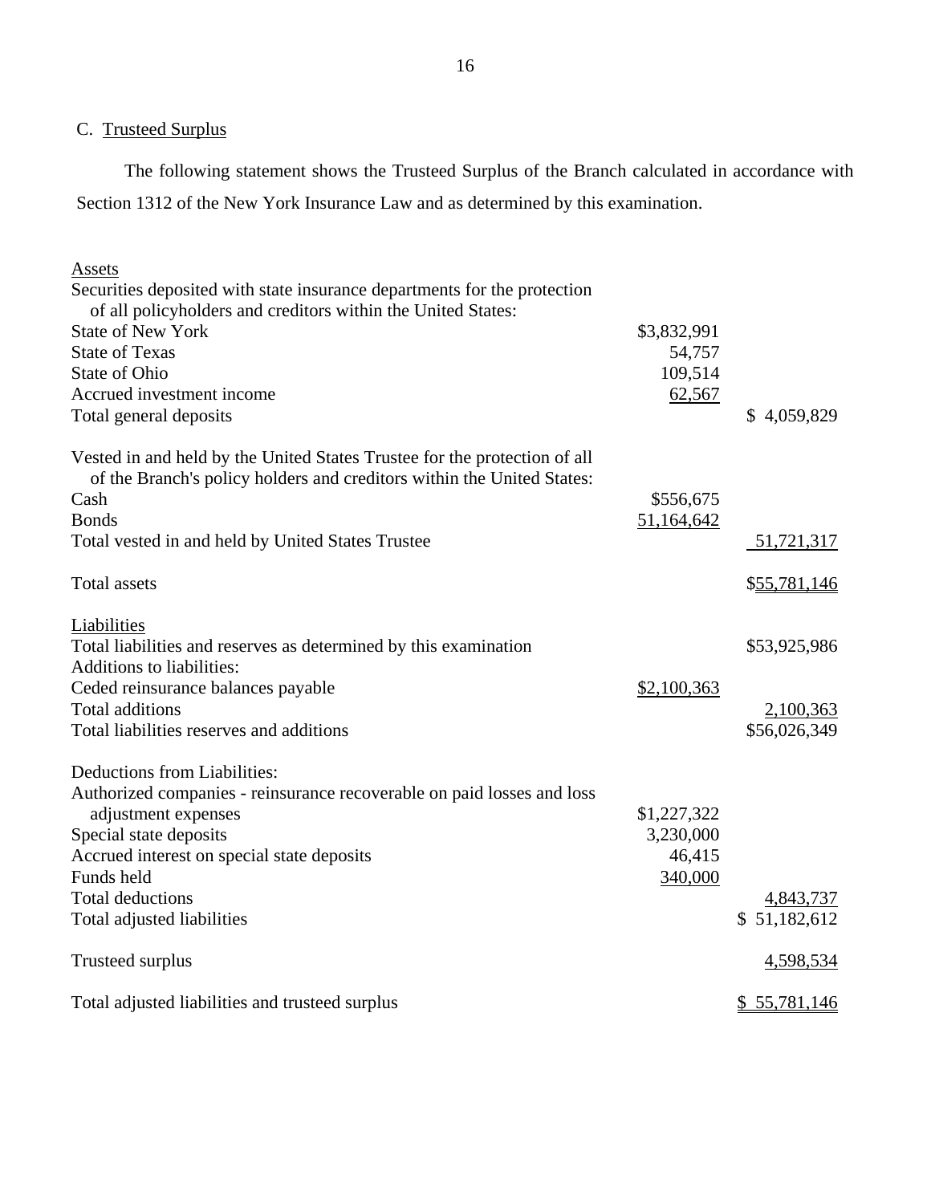### C. Trusteed Surplus

The following statement shows the Trusteed Surplus of the Branch calculated in accordance with Section 1312 of the New York Insurance Law and as determined by this examination.

| | | |
|---|---|---|
| **Assets** | | |
| Securities deposited with state insurance departments for the protection of all policyholders and creditors within the United States: | | |
| State of New York | $3,832,991 | |
| State of Texas | 54,757 | |
| State of Ohio | 109,514 | |
| Accrued investment income | 62,567 | |
| Total general deposits | | $ 4,059,829 |
| | | |
| Vested in and held by the United States Trustee for the protection of all of the Branch's policy holders and creditors within the United States: | | |
| Cash | $556,675 | |
| Bonds | 51,164,642 | |
| Total vested in and held by United States Trustee | | 51,721,317 |
| | | |
| Total assets | | $55,781,146 |
| | | |
| **Liabilities** | | |
| Total liabilities and reserves as determined by this examination | | $53,925,986 |
| Additions to liabilities: | | |
| Ceded reinsurance balances payable | $2,100,363 | |
| Total additions | | 2,100,363 |
| Total liabilities reserves and additions | | $56,026,349 |
| | | |
| Deductions from Liabilities: | | |
| Authorized companies - reinsurance recoverable on paid losses and loss adjustment expenses | $1,227,322 | |
| Special state deposits | 3,230,000 | |
| Accrued interest on special state deposits | 46,415 | |
| Funds held | 340,000 | |
| Total deductions | | 4,843,737 |
| Total adjusted liabilities | | $ 51,182,612 |
| | | |
| Trusteed surplus | | 4,598,534 |
| | | |
| Total adjusted liabilities and trusteed surplus | | $ 55,781,146 |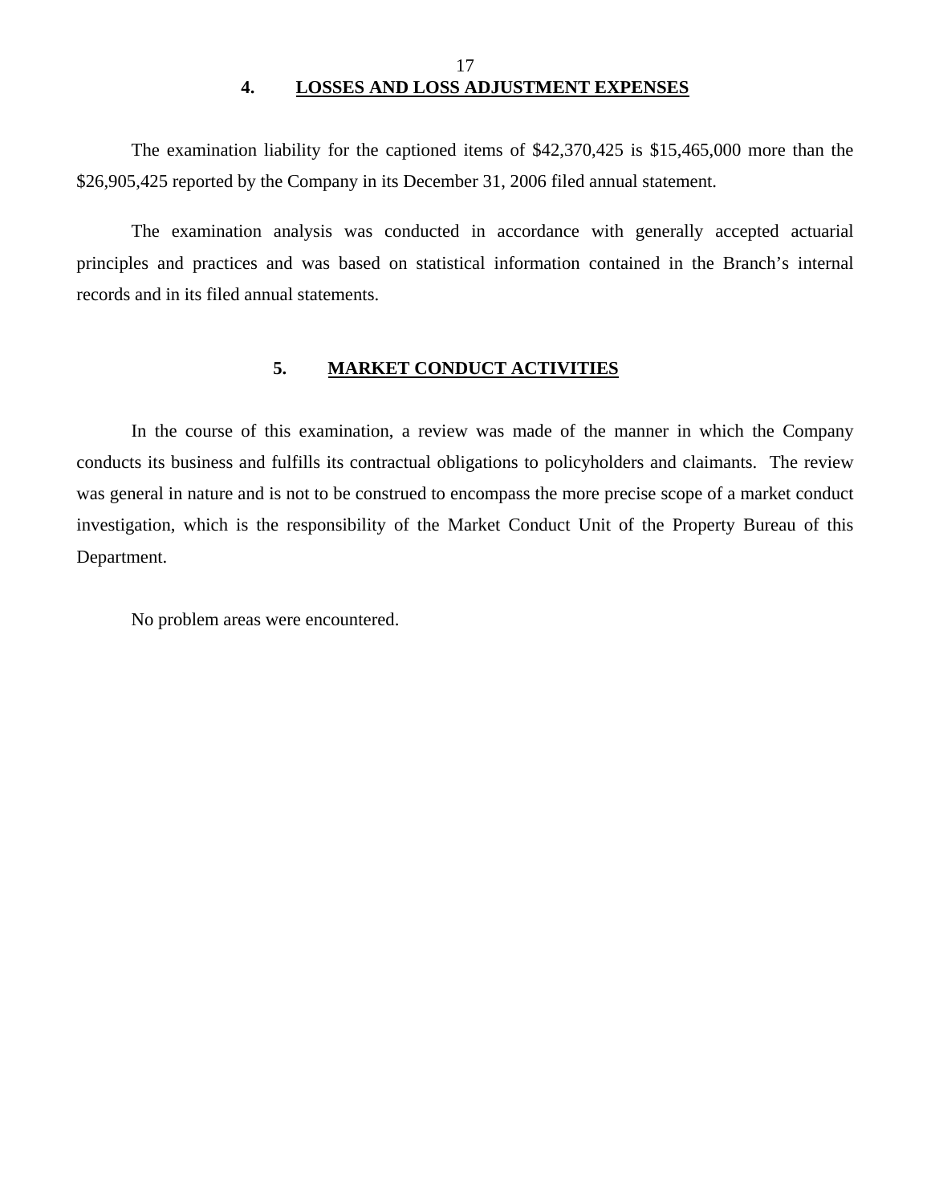## 4. LOSSES AND LOSS ADJUSTMENT EXPENSES

The examination liability for the captioned items of $42,370,425 is $15,465,000 more than the $26,905,425 reported by the Company in its December 31, 2006 filed annual statement.

The examination analysis was conducted in accordance with generally accepted actuarial principles and practices and was based on statistical information contained in the Branch's internal records and in its filed annual statements.

## 5. MARKET CONDUCT ACTIVITIES

In the course of this examination, a review was made of the manner in which the Company conducts its business and fulfills its contractual obligations to policyholders and claimants. The review was general in nature and is not to be construed to encompass the more precise scope of a market conduct investigation, which is the responsibility of the Market Conduct Unit of the Property Bureau of this Department.

No problem areas were encountered.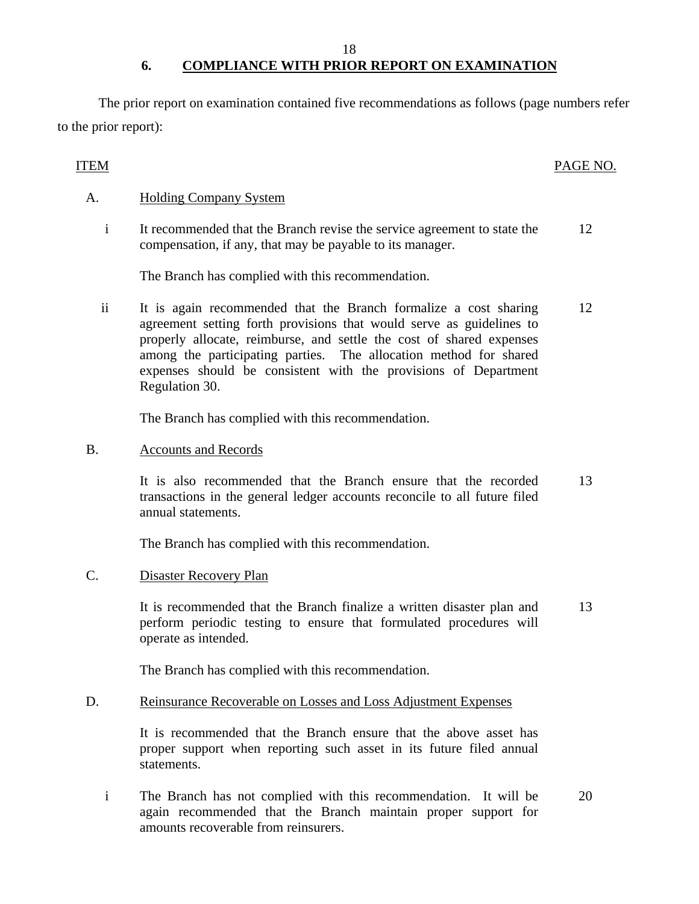## 6. COMPLIANCE WITH PRIOR REPORT ON EXAMINATION

The prior report on examination contained five recommendations as follows (page numbers refer to the prior report):

| ITEM | | PAGE NO. |
|---|---|---|
| A. | Holding Company System | |
| i | It recommended that the Branch revise the service agreement to state the compensation, if any, that may be payable to its manager. | 12 |
| | The Branch has complied with this recommendation. | |
| ii | It is again recommended that the Branch formalize a cost sharing agreement setting forth provisions that would serve as guidelines to properly allocate, reimburse, and settle the cost of shared expenses among the participating parties. The allocation method for shared expenses should be consistent with the provisions of Department Regulation 30. | 12 |
| | The Branch has complied with this recommendation. | |
| B. | Accounts and Records | |
| | It is also recommended that the Branch ensure that the recorded transactions in the general ledger accounts reconcile to all future filed annual statements. | 13 |
| | The Branch has complied with this recommendation. | |
| C. | Disaster Recovery Plan | |
| | It is recommended that the Branch finalize a written disaster plan and perform periodic testing to ensure that formulated procedures will operate as intended. | 13 |
| | The Branch has complied with this recommendation. | |
| D. | Reinsurance Recoverable on Losses and Loss Adjustment Expenses | |
| | It is recommended that the Branch ensure that the above asset has proper support when reporting such asset in its future filed annual statements. | |
| i | The Branch has not complied with this recommendation. It will be again recommended that the Branch maintain proper support for amounts recoverable from reinsurers. | 20 |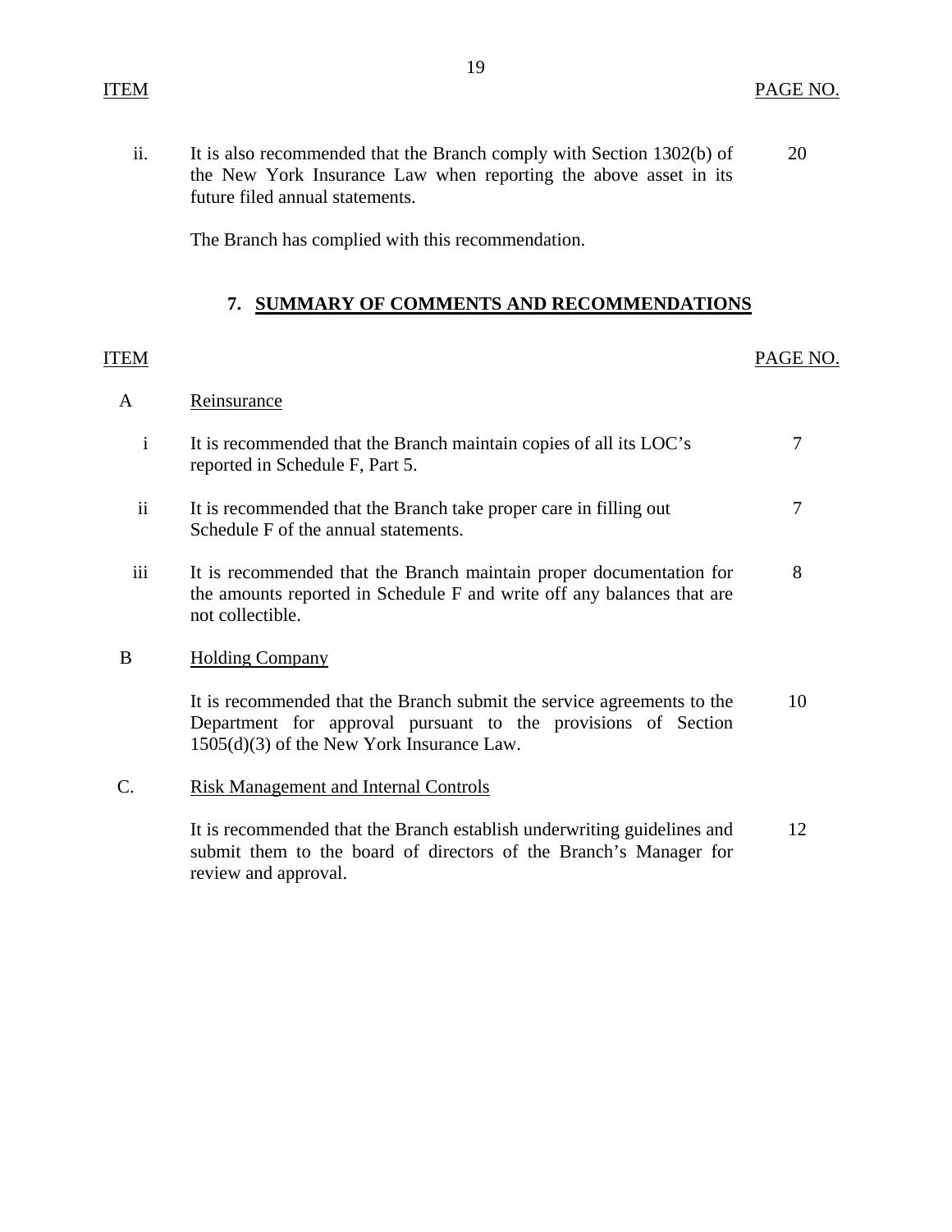| ITEM | | PAGE NO. |
|---|---|---|
| ii. | It is also recommended that the Branch comply with Section 1302(b) of the New York Insurance Law when reporting the above asset in its future filed annual statements. | 20 |
| | The Branch has complied with this recommendation. | |

## 7. SUMMARY OF COMMENTS AND RECOMMENDATIONS

| ITEM | | PAGE NO. |
|---|---|---|
| A | Reinsurance | |
| i | It is recommended that the Branch maintain copies of all its LOC's reported in Schedule F, Part 5. | 7 |
| ii | It is recommended that the Branch take proper care in filling out Schedule F of the annual statements. | 7 |
| iii | It is recommended that the Branch maintain proper documentation for the amounts reported in Schedule F and write off any balances that are not collectible. | 8 |
| B | Holding Company | |
| | It is recommended that the Branch submit the service agreements to the Department for approval pursuant to the provisions of Section 1505(d)(3) of the New York Insurance Law. | 10 |
| C. | Risk Management and Internal Controls | |
| | It is recommended that the Branch establish underwriting guidelines and submit them to the board of directors of the Branch's Manager for review and approval. | 12 |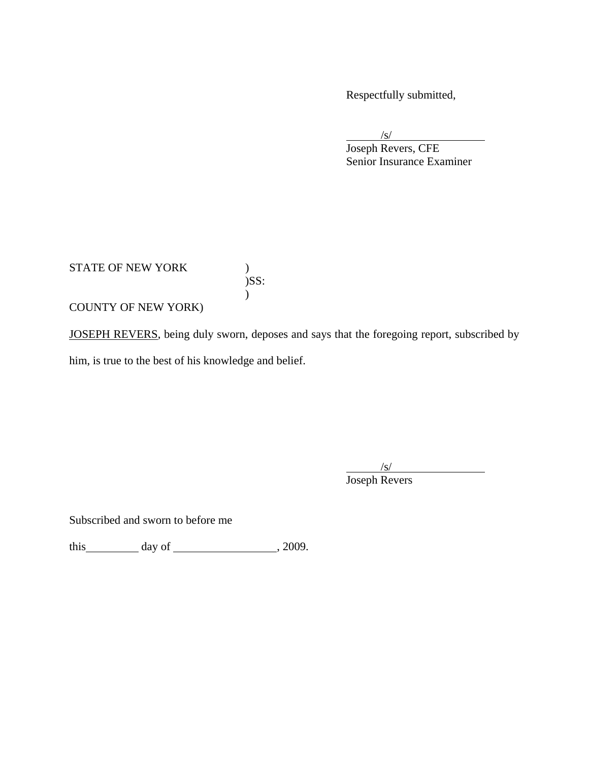Respectfully submitted,

/s/
Joseph Revers, CFE
Senior Insurance Examiner

STATE OF NEW YORK )
)SS:
)
COUNTY OF NEW YORK)

JOSEPH REVERS, being duly sworn, deposes and says that the foregoing report, subscribed by him, is true to the best of his knowledge and belief.

/s/
Joseph Revers

Subscribed and sworn to before me

this\_\_\_\_\_\_\_\_\_ day of \_\_\_\_\_\_\_\_\_\_\_\_\_\_\_\_\_\_, 2009.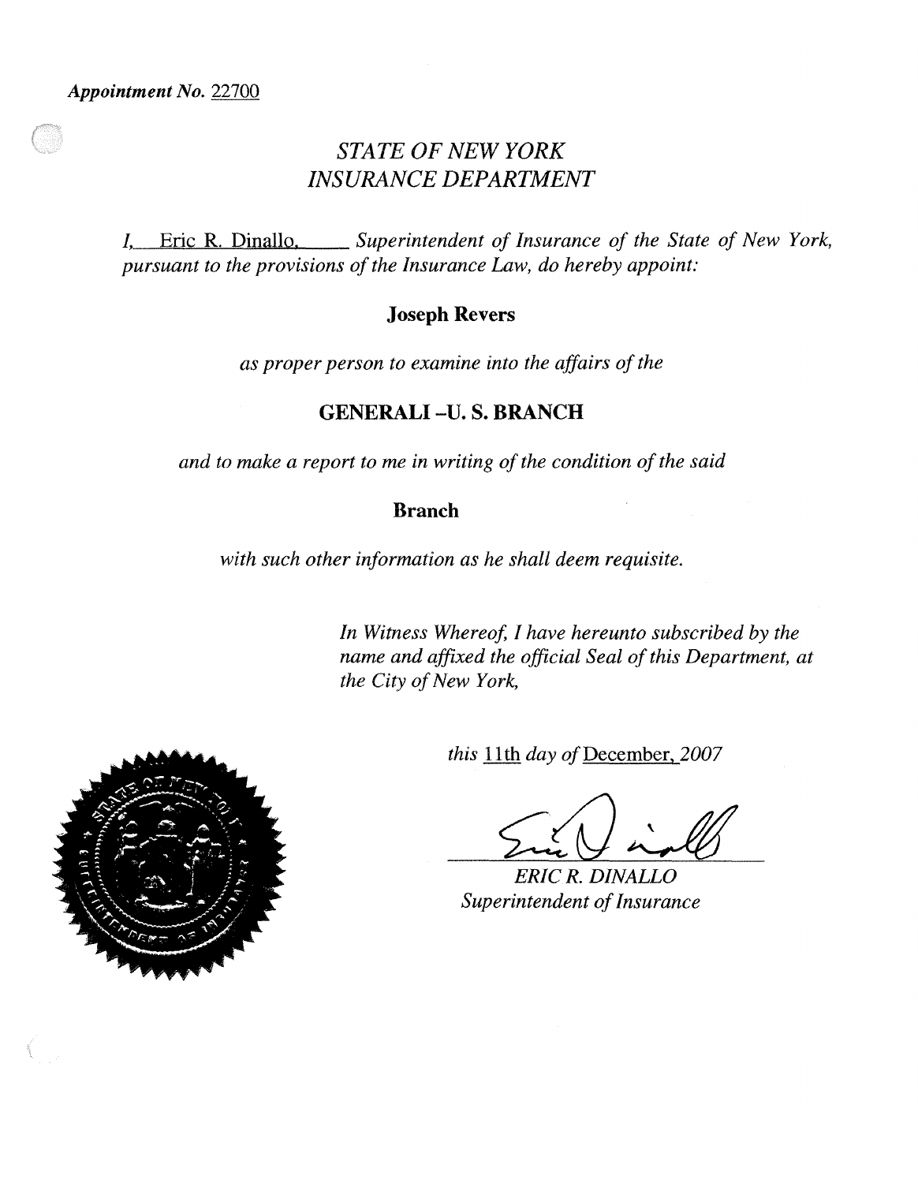*Appointment No.* 22700

## *STATE OF NEW YORK*
## *INSURANCE DEPARTMENT*

*I,* Eric R. Dinallo, *Superintendent of Insurance of the State of New York, pursuant to the provisions of the Insurance Law, do hereby appoint:*

**Joseph Revers**

*as proper person to examine into the affairs of the*

**GENERALI –U. S. BRANCH**

*and to make a report to me in writing of the condition of the said*

**Branch**

*with such other information as he shall deem requisite.*

*In Witness Whereof, I have hereunto subscribed by the name and affixed the official Seal of this Department, at the City of New York,*

*this* 11th *day of* December, *2007*

*ERIC R. DINALLO*
*Superintendent of Insurance*